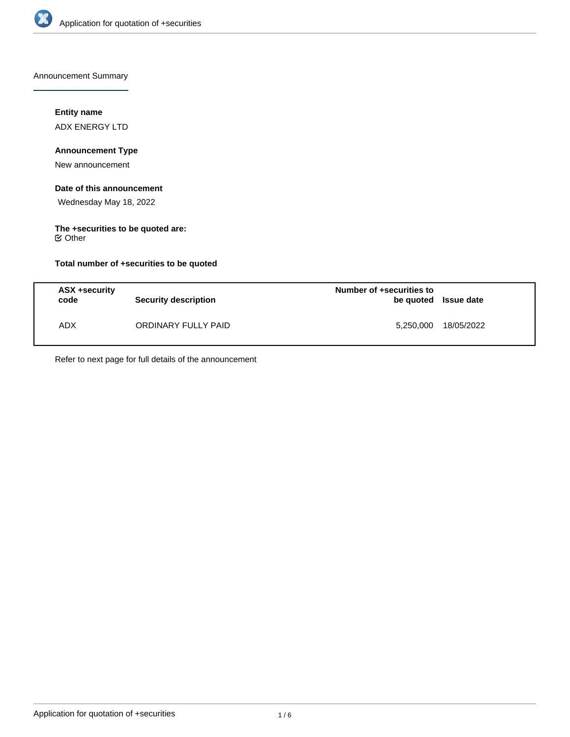## Announcement Summary

**Entity name**

ADX ENERGY LTD

**Announcement Type**

New announcement

**Date of this announcement**

Wednesday May 18, 2022

**The +securities to be quoted are:**

☑ Other

**Total number of +securities to be quoted**

| ASX +security code | Security description | Number of +securities to be quoted | Issue date |
|---|---|---|---|
| ADX | ORDINARY FULLY PAID | 5,250,000 | 18/05/2022 |

Refer to next page for full details of the announcement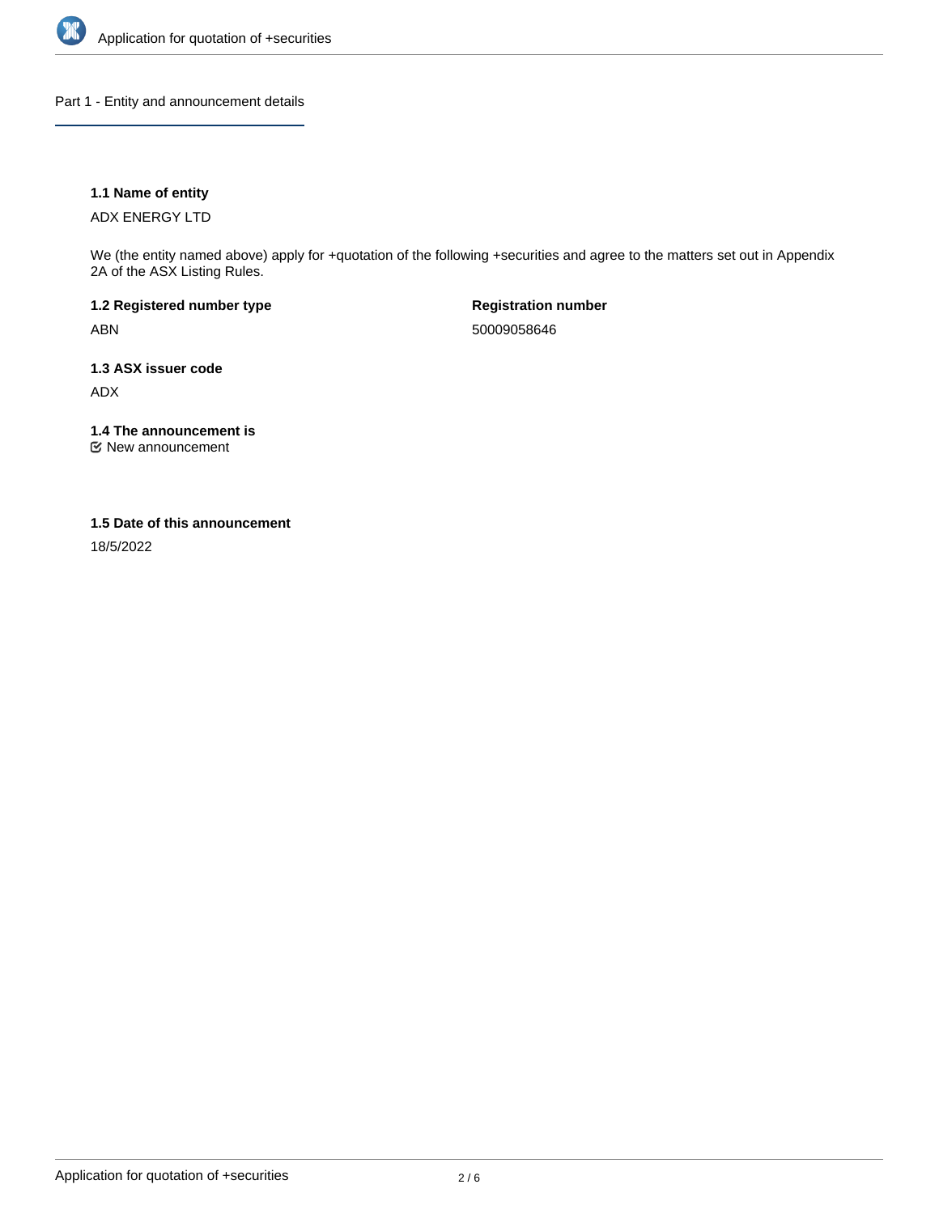## Part 1 - Entity and announcement details

### 1.1 Name of entity

ADX ENERGY LTD

We (the entity named above) apply for +quotation of the following +securities and agree to the matters set out in Appendix 2A of the ASX Listing Rules.

**1.2 Registered number type**

ABN

**Registration number**

50009058646

### 1.3 ASX issuer code

ADX

### 1.4 The announcement is

☑ New announcement

### 1.5 Date of this announcement

18/5/2022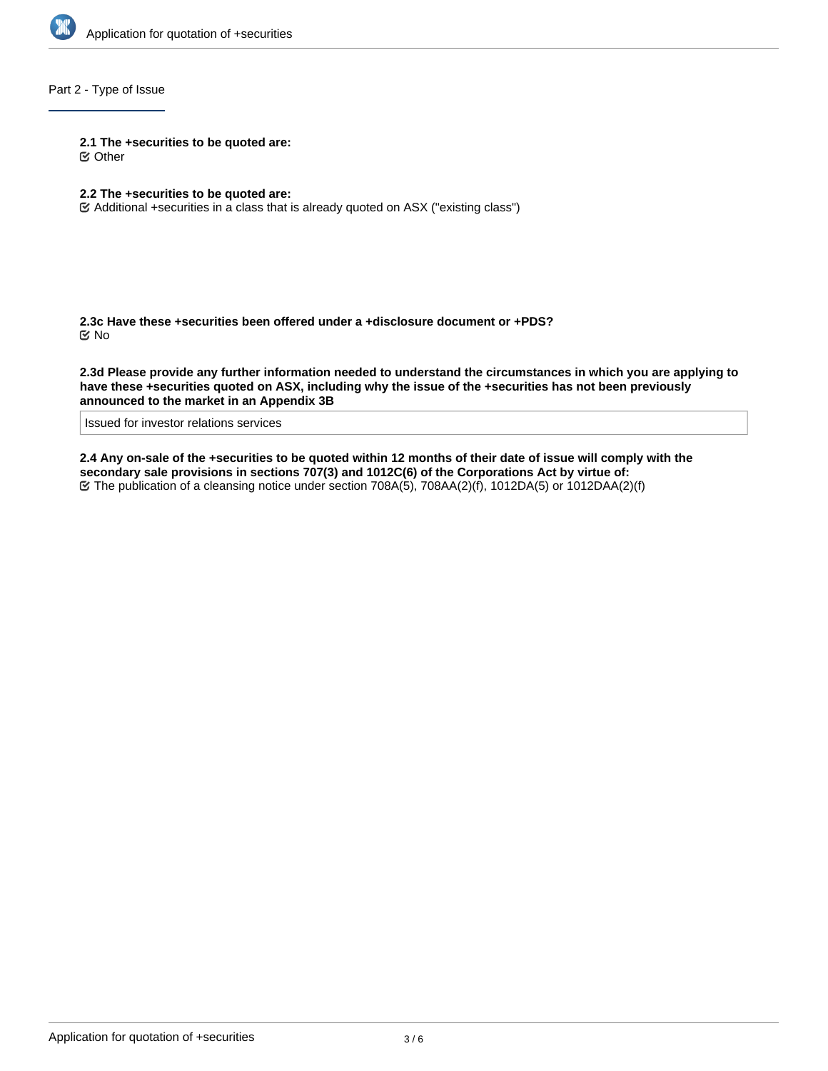## Part 2 - Type of Issue

**2.1 The +securities to be quoted are:**

☑ Other

**2.2 The +securities to be quoted are:**

☑ Additional +securities in a class that is already quoted on ASX ("existing class")

**2.3c Have these +securities been offered under a +disclosure document or +PDS?**

☑ No

**2.3d Please provide any further information needed to understand the circumstances in which you are applying to have these +securities quoted on ASX, including why the issue of the +securities has not been previously announced to the market in an Appendix 3B**

Issued for investor relations services

**2.4 Any on-sale of the +securities to be quoted within 12 months of their date of issue will comply with the secondary sale provisions in sections 707(3) and 1012C(6) of the Corporations Act by virtue of:**

☑ The publication of a cleansing notice under section 708A(5), 708AA(2)(f), 1012DA(5) or 1012DAA(2)(f)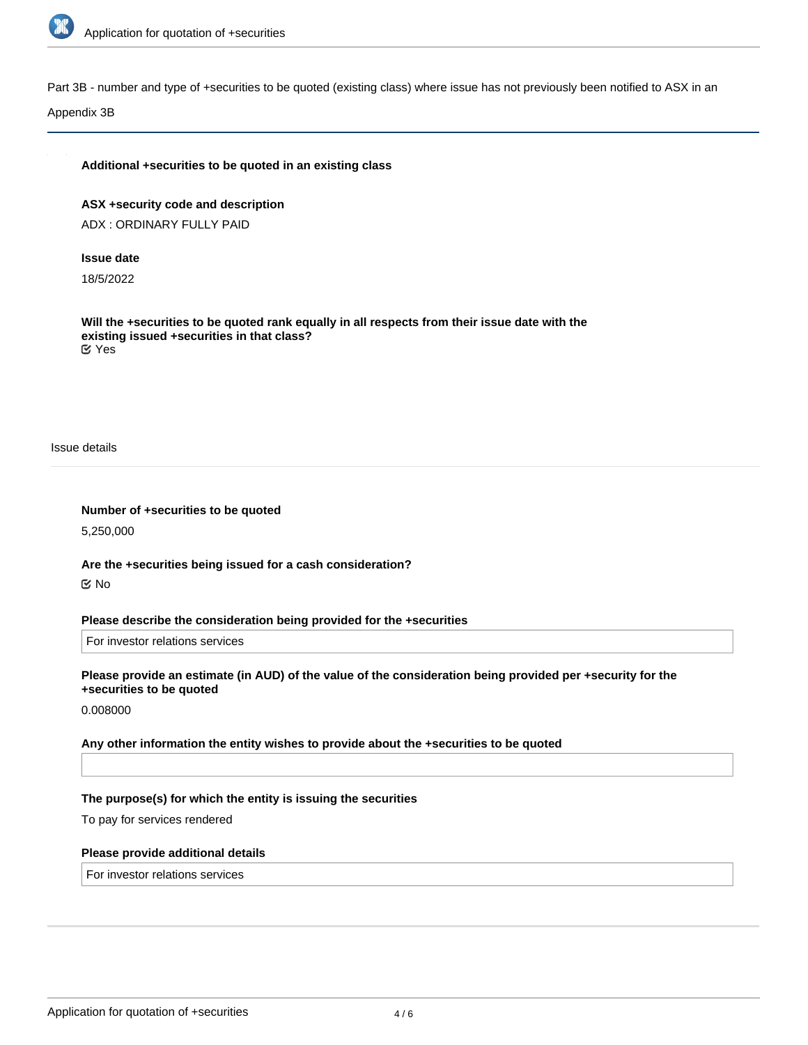Part 3B - number and type of +securities to be quoted (existing class) where issue has not previously been notified to ASX in an Appendix 3B

**Additional +securities to be quoted in an existing class**

**ASX +security code and description**

ADX : ORDINARY FULLY PAID

**Issue date**

18/5/2022

**Will the +securities to be quoted rank equally in all respects from their issue date with the existing issued +securities in that class?**

☑ Yes

Issue details

**Number of +securities to be quoted**

5,250,000

**Are the +securities being issued for a cash consideration?**

☑ No

**Please describe the consideration being provided for the +securities**

For investor relations services

**Please provide an estimate (in AUD) of the value of the consideration being provided per +security for the +securities to be quoted**

0.008000

**Any other information the entity wishes to provide about the +securities to be quoted**

**The purpose(s) for which the entity is issuing the securities**

To pay for services rendered

**Please provide additional details**

For investor relations services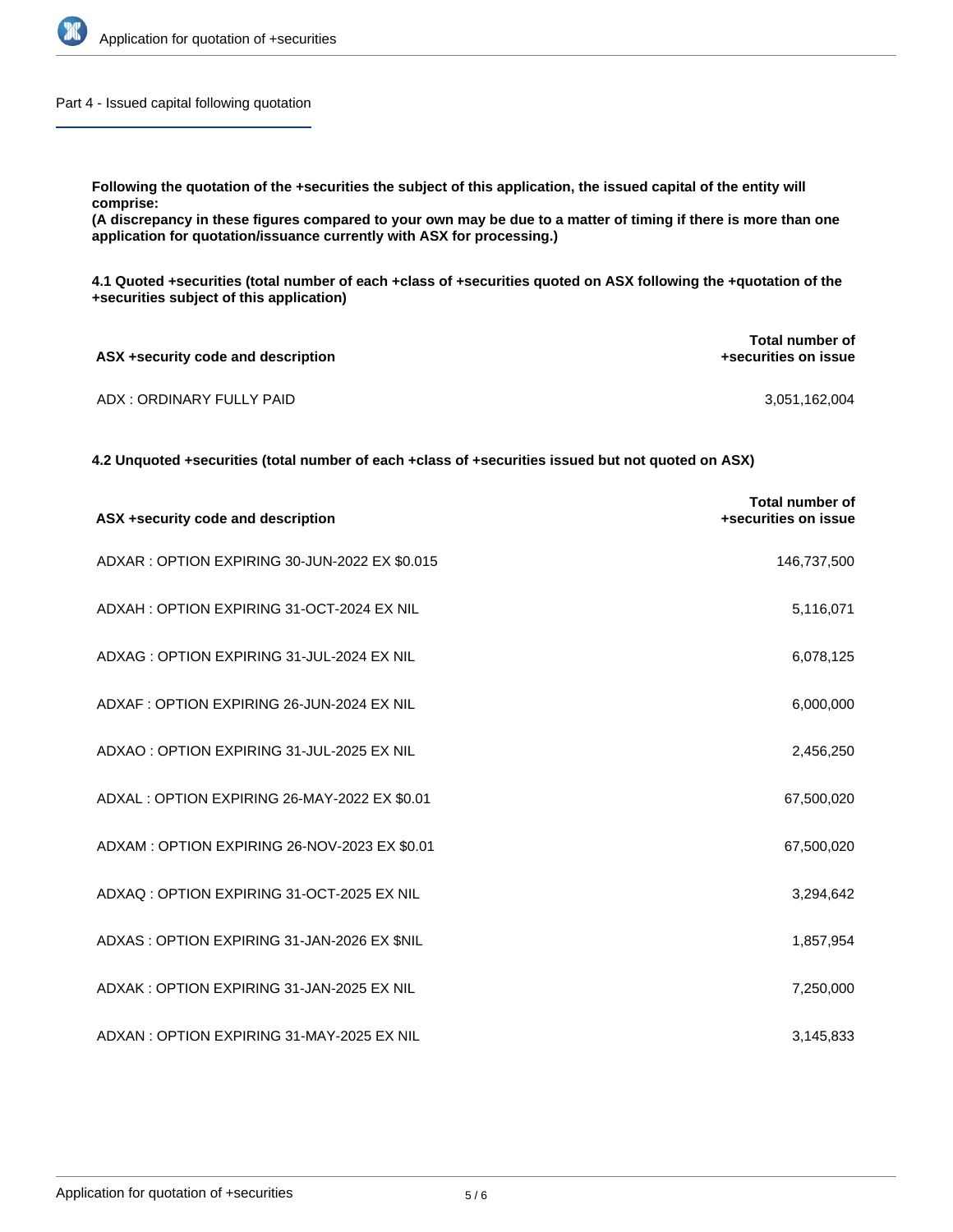## Part 4 - Issued capital following quotation

**Following the quotation of the +securities the subject of this application, the issued capital of the entity will comprise:**
**(A discrepancy in these figures compared to your own may be due to a matter of timing if there is more than one application for quotation/issuance currently with ASX for processing.)**

**4.1 Quoted +securities (total number of each +class of +securities quoted on ASX following the +quotation of the +securities subject of this application)**

| ASX +security code and description | Total number of +securities on issue |
|---|---|
| ADX : ORDINARY FULLY PAID | 3,051,162,004 |

**4.2 Unquoted +securities (total number of each +class of +securities issued but not quoted on ASX)**

| ASX +security code and description | Total number of +securities on issue |
|---|---|
| ADXAR : OPTION EXPIRING 30-JUN-2022 EX $0.015 | 146,737,500 |
| ADXAH : OPTION EXPIRING 31-OCT-2024 EX NIL | 5,116,071 |
| ADXAG : OPTION EXPIRING 31-JUL-2024 EX NIL | 6,078,125 |
| ADXAF : OPTION EXPIRING 26-JUN-2024 EX NIL | 6,000,000 |
| ADXAO : OPTION EXPIRING 31-JUL-2025 EX NIL | 2,456,250 |
| ADXAL : OPTION EXPIRING 26-MAY-2022 EX $0.01 | 67,500,020 |
| ADXAM : OPTION EXPIRING 26-NOV-2023 EX $0.01 | 67,500,020 |
| ADXAQ : OPTION EXPIRING 31-OCT-2025 EX NIL | 3,294,642 |
| ADXAS : OPTION EXPIRING 31-JAN-2026 EX $NIL | 1,857,954 |
| ADXAK : OPTION EXPIRING 31-JAN-2025 EX NIL | 7,250,000 |
| ADXAN : OPTION EXPIRING 31-MAY-2025 EX NIL | 3,145,833 |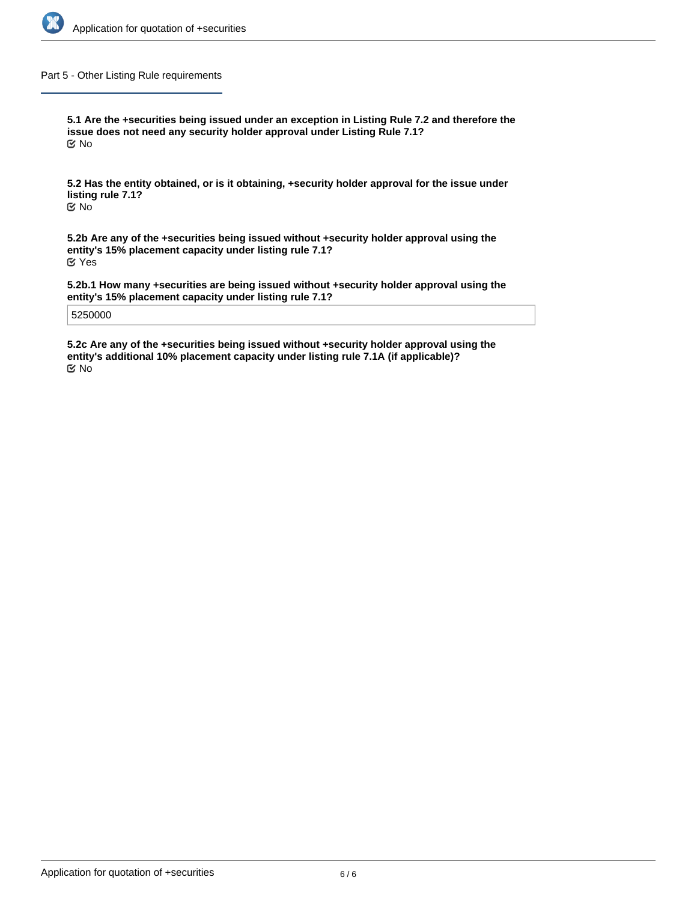## Part 5 - Other Listing Rule requirements

**5.1 Are the +securities being issued under an exception in Listing Rule 7.2 and therefore the issue does not need any security holder approval under Listing Rule 7.1?**
No

**5.2 Has the entity obtained, or is it obtaining, +security holder approval for the issue under listing rule 7.1?**
No

**5.2b Are any of the +securities being issued without +security holder approval using the entity's 15% placement capacity under listing rule 7.1?**
Yes

**5.2b.1 How many +securities are being issued without +security holder approval using the entity's 15% placement capacity under listing rule 7.1?**

5250000

**5.2c Are any of the +securities being issued without +security holder approval using the entity's additional 10% placement capacity under listing rule 7.1A (if applicable)?**
No